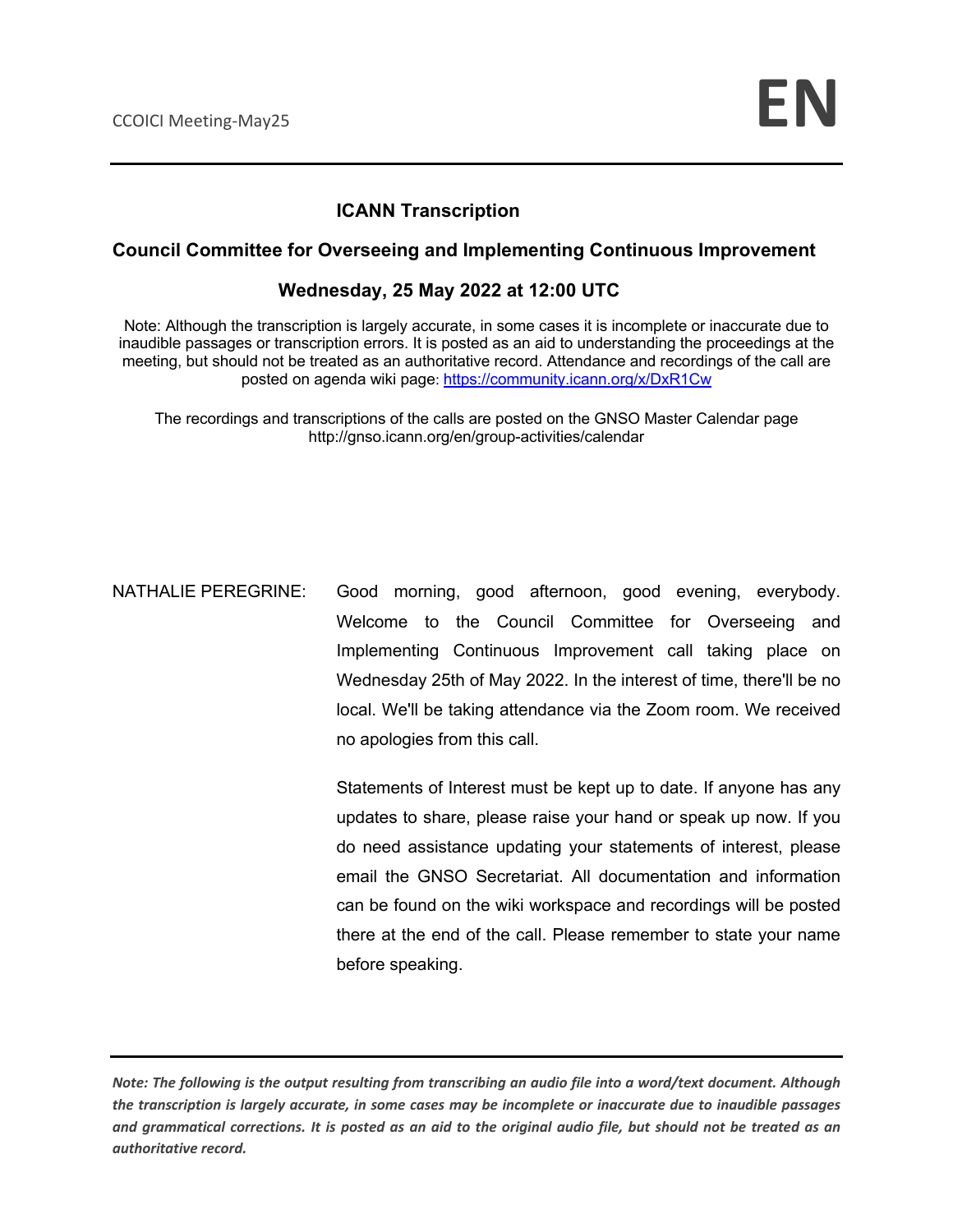## ICANN Transcription

## Council Committee for Overseeing and Implementing Continuous Improvement

## Wednesday, 25 May 2022 at 12:00 UTC

Note: Although the transcription is largely accurate, in some cases it is incomplete or inaccurate due to inaudible passages or transcription errors. It is posted as an aid to understanding the proceedings at the meeting, but should not be treated as an authoritative record. Attendance and recordings of the call are posted on agenda wiki page: https://community.icann.org/x/DxR1Cw

The recordings and transcriptions of the calls are posted on the GNSO Master Calendar page http://gnso.icann.org/en/group-activities/calendar

NATHALIE PEREGRINE: Good morning, good afternoon, good evening, everybody. Welcome to the Council Committee for Overseeing and Implementing Continuous Improvement call taking place on Wednesday 25th of May 2022. In the interest of time, there'll be no local. We'll be taking attendance via the Zoom room. We received no apologies from this call.

Statements of Interest must be kept up to date. If anyone has any updates to share, please raise your hand or speak up now. If you do need assistance updating your statements of interest, please email the GNSO Secretariat. All documentation and information can be found on the wiki workspace and recordings will be posted there at the end of the call. Please remember to state your name before speaking.

*Note: The following is the output resulting from transcribing an audio file into a word/text document. Although the transcription is largely accurate, in some cases may be incomplete or inaccurate due to inaudible passages and grammatical corrections. It is posted as an aid to the original audio file, but should not be treated as an authoritative record.*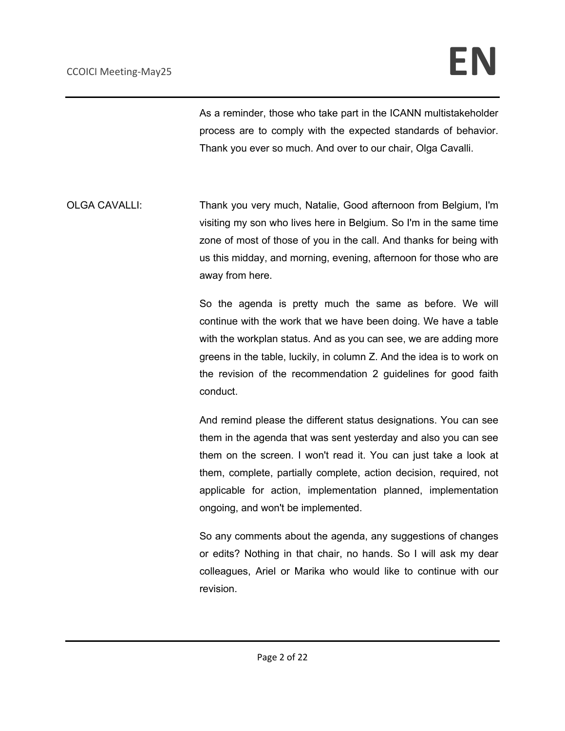As a reminder, those who take part in the ICANN multistakeholder process are to comply with the expected standards of behavior. Thank you ever so much. And over to our chair, Olga Cavalli.

OLGA CAVALLI: Thank you very much, Natalie, Good afternoon from Belgium, I'm visiting my son who lives here in Belgium. So I'm in the same time zone of most of those of you in the call. And thanks for being with us this midday, and morning, evening, afternoon for those who are away from here.

So the agenda is pretty much the same as before. We will continue with the work that we have been doing. We have a table with the workplan status. And as you can see, we are adding more greens in the table, luckily, in column Z. And the idea is to work on the revision of the recommendation 2 guidelines for good faith conduct.

And remind please the different status designations. You can see them in the agenda that was sent yesterday and also you can see them on the screen. I won't read it. You can just take a look at them, complete, partially complete, action decision, required, not applicable for action, implementation planned, implementation ongoing, and won't be implemented.

So any comments about the agenda, any suggestions of changes or edits? Nothing in that chair, no hands. So I will ask my dear colleagues, Ariel or Marika who would like to continue with our revision.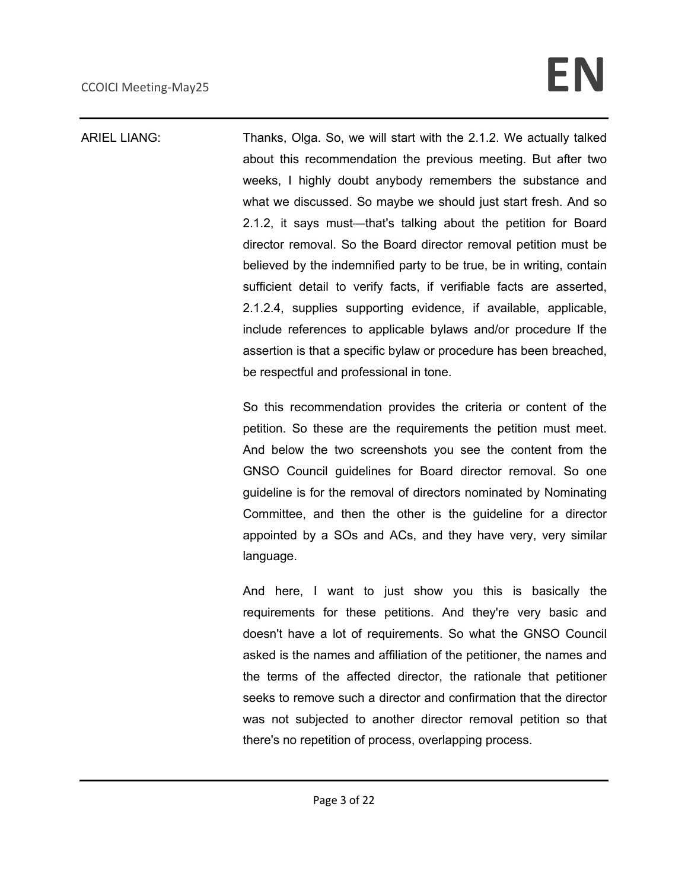ARIEL LIANG: Thanks, Olga. So, we will start with the 2.1.2. We actually talked about this recommendation the previous meeting. But after two weeks, I highly doubt anybody remembers the substance and what we discussed. So maybe we should just start fresh. And so 2.1.2, it says must—that's talking about the petition for Board director removal. So the Board director removal petition must be believed by the indemnified party to be true, be in writing, contain sufficient detail to verify facts, if verifiable facts are asserted, 2.1.2.4, supplies supporting evidence, if available, applicable, include references to applicable bylaws and/or procedure If the assertion is that a specific bylaw or procedure has been breached, be respectful and professional in tone.

So this recommendation provides the criteria or content of the petition. So these are the requirements the petition must meet. And below the two screenshots you see the content from the GNSO Council guidelines for Board director removal. So one guideline is for the removal of directors nominated by Nominating Committee, and then the other is the guideline for a director appointed by a SOs and ACs, and they have very, very similar language.

And here, I want to just show you this is basically the requirements for these petitions. And they're very basic and doesn't have a lot of requirements. So what the GNSO Council asked is the names and affiliation of the petitioner, the names and the terms of the affected director, the rationale that petitioner seeks to remove such a director and confirmation that the director was not subjected to another director removal petition so that there's no repetition of process, overlapping process.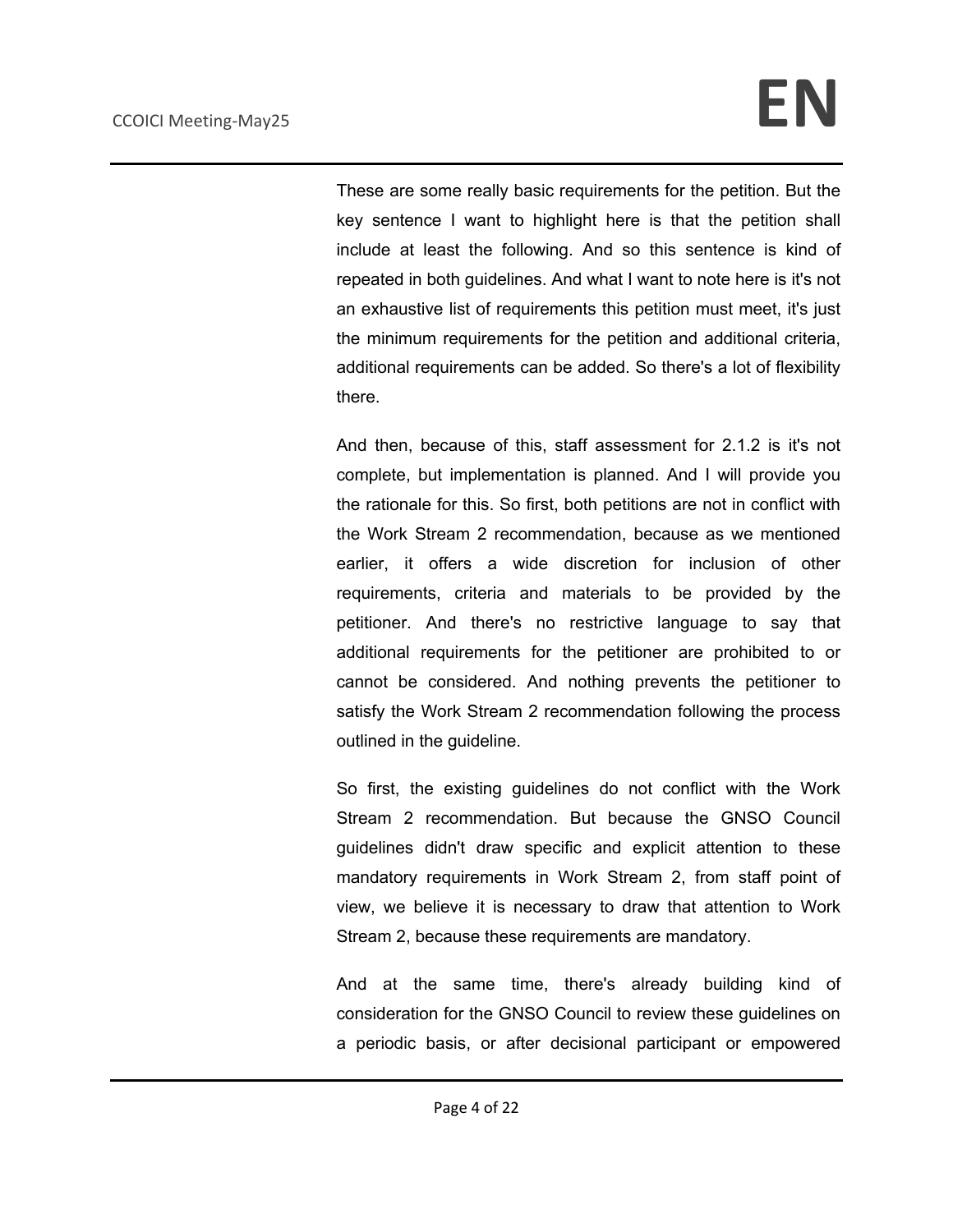These are some really basic requirements for the petition. But the key sentence I want to highlight here is that the petition shall include at least the following. And so this sentence is kind of repeated in both guidelines. And what I want to note here is it's not an exhaustive list of requirements this petition must meet, it's just the minimum requirements for the petition and additional criteria, additional requirements can be added. So there's a lot of flexibility there.

And then, because of this, staff assessment for 2.1.2 is it's not complete, but implementation is planned. And I will provide you the rationale for this. So first, both petitions are not in conflict with the Work Stream 2 recommendation, because as we mentioned earlier, it offers a wide discretion for inclusion of other requirements, criteria and materials to be provided by the petitioner. And there's no restrictive language to say that additional requirements for the petitioner are prohibited to or cannot be considered. And nothing prevents the petitioner to satisfy the Work Stream 2 recommendation following the process outlined in the guideline.

So first, the existing guidelines do not conflict with the Work Stream 2 recommendation. But because the GNSO Council guidelines didn't draw specific and explicit attention to these mandatory requirements in Work Stream 2, from staff point of view, we believe it is necessary to draw that attention to Work Stream 2, because these requirements are mandatory.

And at the same time, there's already building kind of consideration for the GNSO Council to review these guidelines on a periodic basis, or after decisional participant or empowered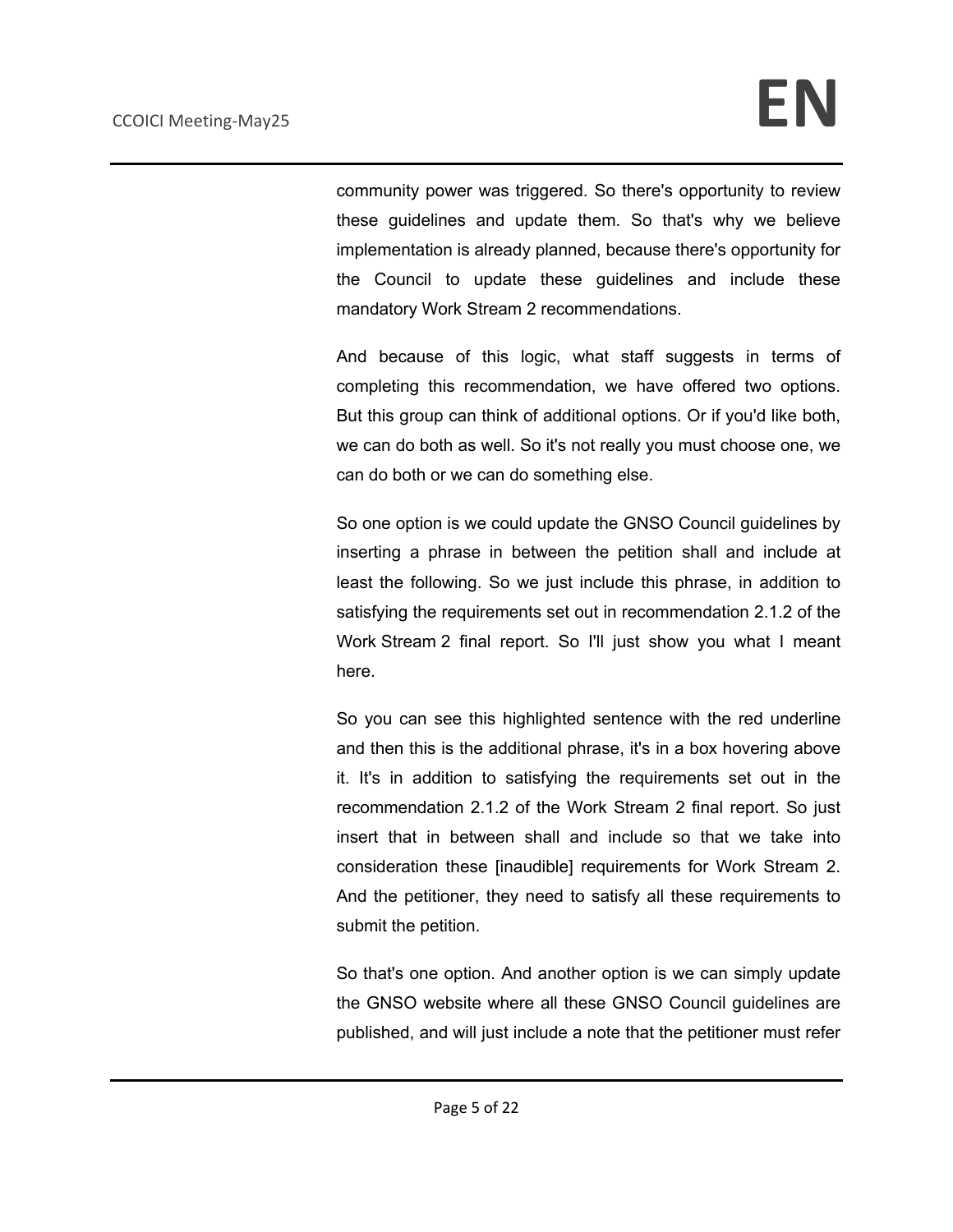community power was triggered. So there's opportunity to review these guidelines and update them. So that's why we believe implementation is already planned, because there's opportunity for the Council to update these guidelines and include these mandatory Work Stream 2 recommendations.

And because of this logic, what staff suggests in terms of completing this recommendation, we have offered two options. But this group can think of additional options. Or if you'd like both, we can do both as well. So it's not really you must choose one, we can do both or we can do something else.

So one option is we could update the GNSO Council guidelines by inserting a phrase in between the petition shall and include at least the following. So we just include this phrase, in addition to satisfying the requirements set out in recommendation 2.1.2 of the Work Stream 2 final report. So I'll just show you what I meant here.

So you can see this highlighted sentence with the red underline and then this is the additional phrase, it's in a box hovering above it. It's in addition to satisfying the requirements set out in the recommendation 2.1.2 of the Work Stream 2 final report. So just insert that in between shall and include so that we take into consideration these [inaudible] requirements for Work Stream 2. And the petitioner, they need to satisfy all these requirements to submit the petition.

So that's one option. And another option is we can simply update the GNSO website where all these GNSO Council guidelines are published, and will just include a note that the petitioner must refer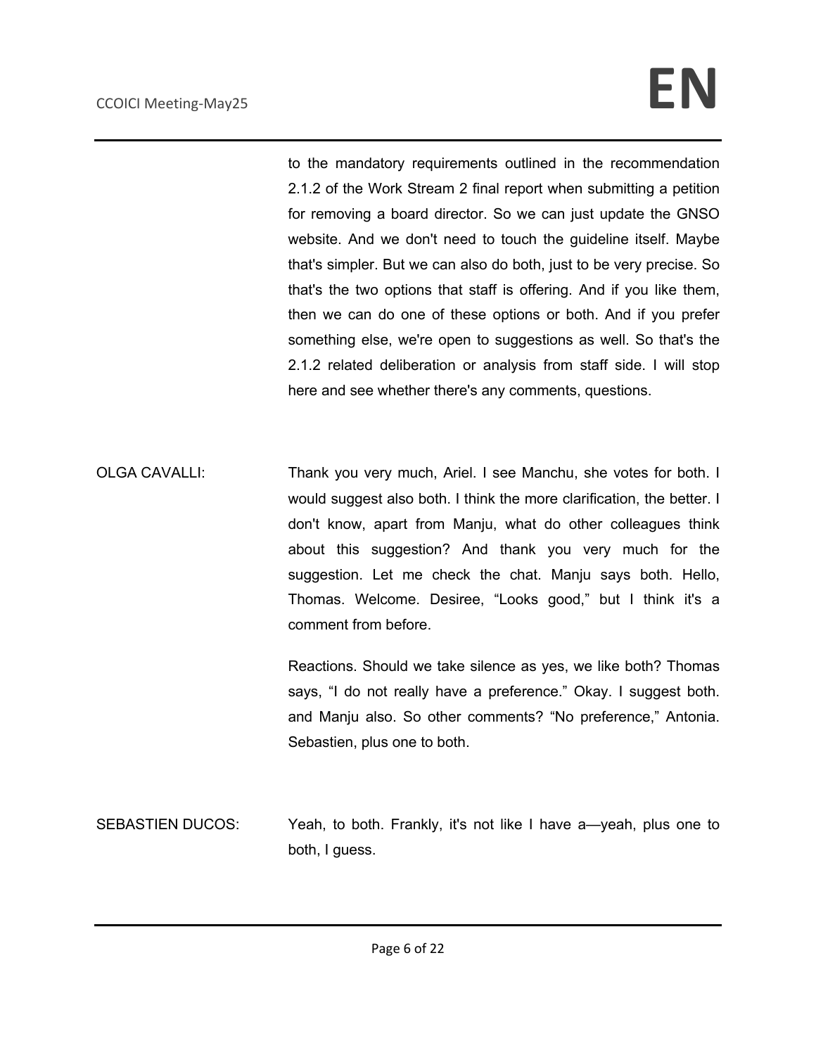to the mandatory requirements outlined in the recommendation 2.1.2 of the Work Stream 2 final report when submitting a petition for removing a board director. So we can just update the GNSO website. And we don't need to touch the guideline itself. Maybe that's simpler. But we can also do both, just to be very precise. So that's the two options that staff is offering. And if you like them, then we can do one of these options or both. And if you prefer something else, we're open to suggestions as well. So that's the 2.1.2 related deliberation or analysis from staff side. I will stop here and see whether there's any comments, questions.

OLGA CAVALLI: Thank you very much, Ariel. I see Manchu, she votes for both. I would suggest also both. I think the more clarification, the better. I don't know, apart from Manju, what do other colleagues think about this suggestion? And thank you very much for the suggestion. Let me check the chat. Manju says both. Hello, Thomas. Welcome. Desiree, "Looks good," but I think it's a comment from before.

Reactions. Should we take silence as yes, we like both? Thomas says, "I do not really have a preference." Okay. I suggest both. and Manju also. So other comments? "No preference," Antonia. Sebastien, plus one to both.

SEBASTIEN DUCOS: Yeah, to both. Frankly, it's not like I have a—yeah, plus one to both, I guess.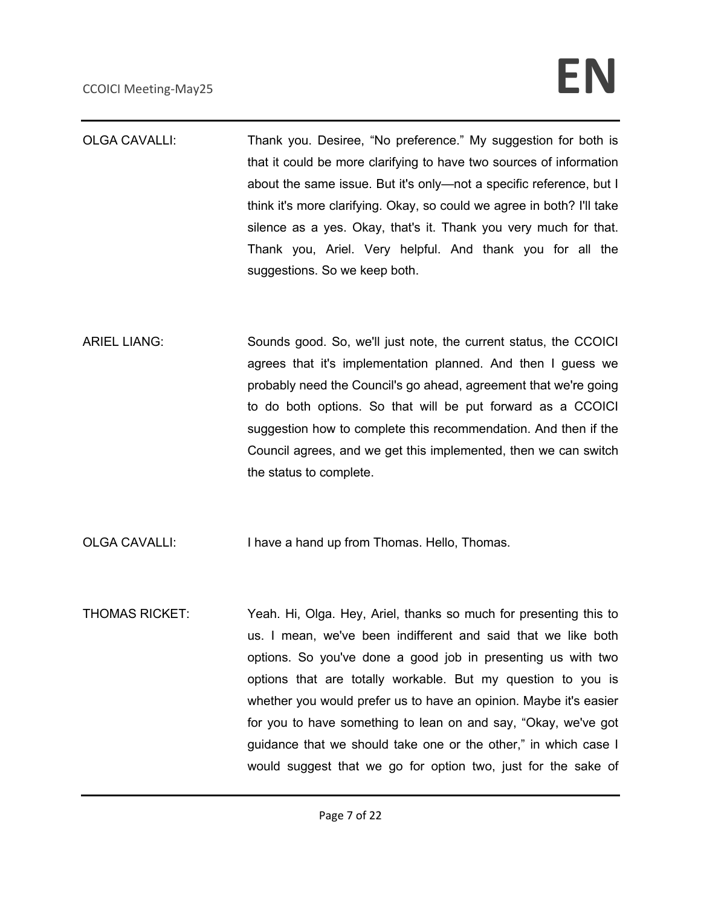OLGA CAVALLI: Thank you. Desiree, "No preference." My suggestion for both is that it could be more clarifying to have two sources of information about the same issue. But it's only—not a specific reference, but I think it's more clarifying. Okay, so could we agree in both? I'll take silence as a yes. Okay, that's it. Thank you very much for that. Thank you, Ariel. Very helpful. And thank you for all the suggestions. So we keep both.

ARIEL LIANG: Sounds good. So, we'll just note, the current status, the CCOICI agrees that it's implementation planned. And then I guess we probably need the Council's go ahead, agreement that we're going to do both options. So that will be put forward as a CCOICI suggestion how to complete this recommendation. And then if the Council agrees, and we get this implemented, then we can switch the status to complete.

OLGA CAVALLI: I have a hand up from Thomas. Hello, Thomas.

THOMAS RICKET: Yeah. Hi, Olga. Hey, Ariel, thanks so much for presenting this to us. I mean, we've been indifferent and said that we like both options. So you've done a good job in presenting us with two options that are totally workable. But my question to you is whether you would prefer us to have an opinion. Maybe it's easier for you to have something to lean on and say, "Okay, we've got guidance that we should take one or the other," in which case I would suggest that we go for option two, just for the sake of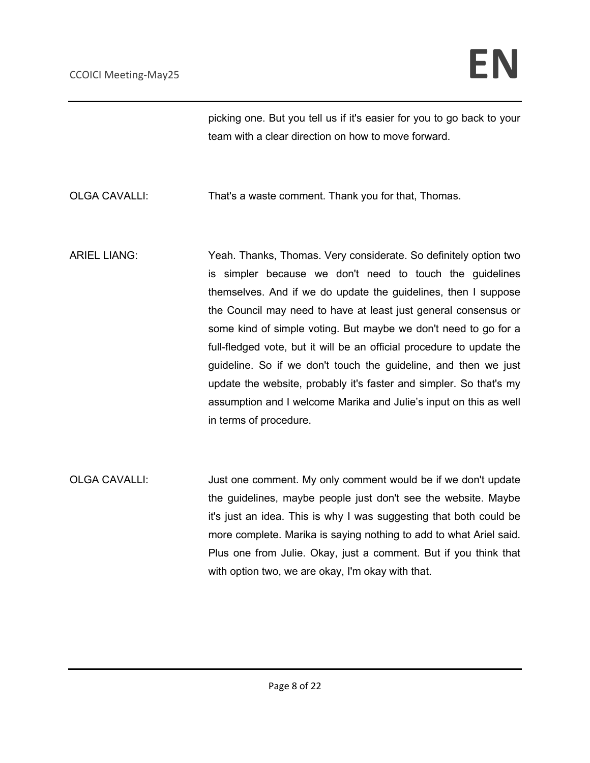picking one. But you tell us if it's easier for you to go back to your team with a clear direction on how to move forward.

OLGA CAVALLI: That's a waste comment. Thank you for that, Thomas.

ARIEL LIANG: Yeah. Thanks, Thomas. Very considerate. So definitely option two is simpler because we don't need to touch the guidelines themselves. And if we do update the guidelines, then I suppose the Council may need to have at least just general consensus or some kind of simple voting. But maybe we don't need to go for a full-fledged vote, but it will be an official procedure to update the guideline. So if we don't touch the guideline, and then we just update the website, probably it's faster and simpler. So that's my assumption and I welcome Marika and Julie's input on this as well in terms of procedure.

OLGA CAVALLI: Just one comment. My only comment would be if we don't update the guidelines, maybe people just don't see the website. Maybe it's just an idea. This is why I was suggesting that both could be more complete. Marika is saying nothing to add to what Ariel said. Plus one from Julie. Okay, just a comment. But if you think that with option two, we are okay, I'm okay with that.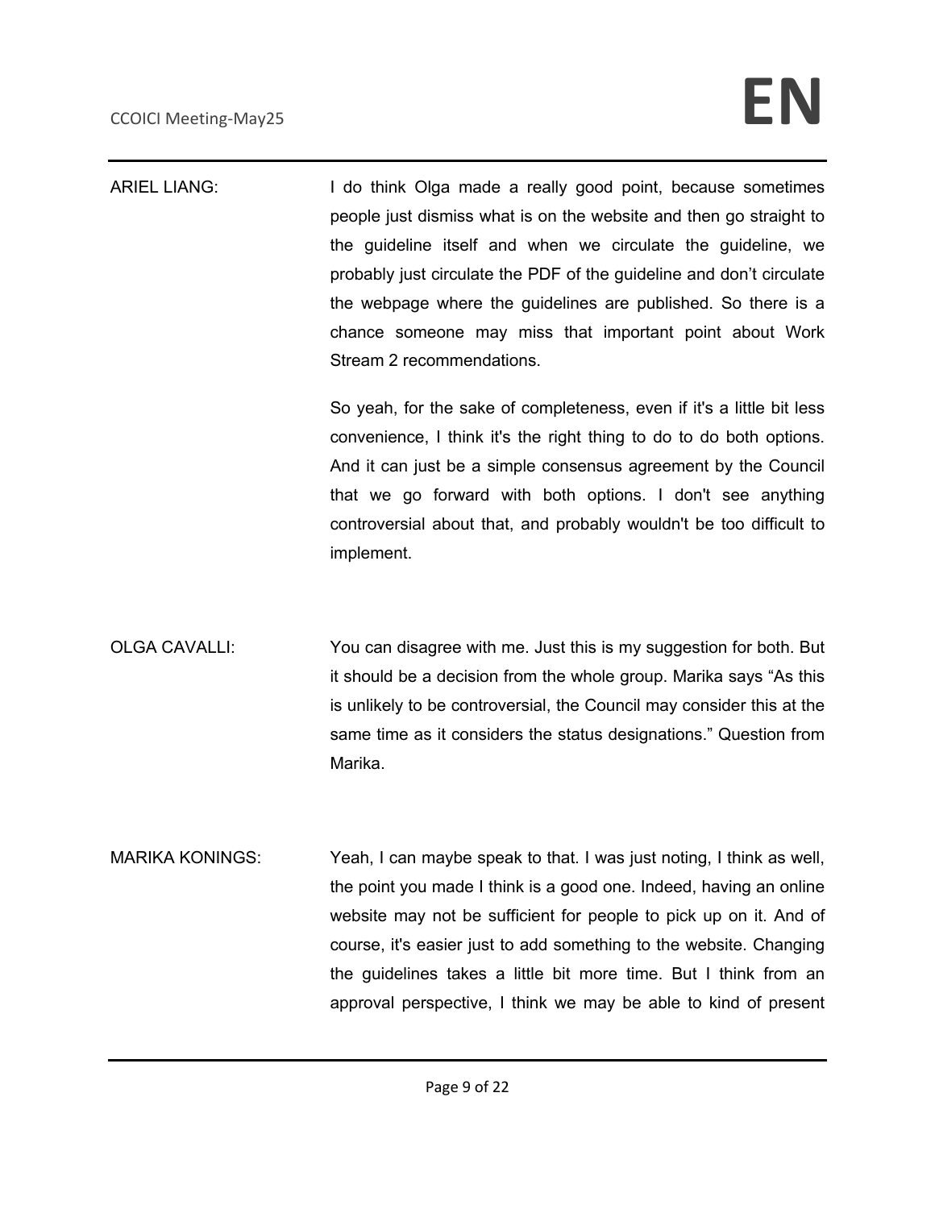ARIEL LIANG: I do think Olga made a really good point, because sometimes people just dismiss what is on the website and then go straight to the guideline itself and when we circulate the guideline, we probably just circulate the PDF of the guideline and don't circulate the webpage where the guidelines are published. So there is a chance someone may miss that important point about Work Stream 2 recommendations.

So yeah, for the sake of completeness, even if it's a little bit less convenience, I think it's the right thing to do to do both options. And it can just be a simple consensus agreement by the Council that we go forward with both options. I don't see anything controversial about that, and probably wouldn't be too difficult to implement.

OLGA CAVALLI: You can disagree with me. Just this is my suggestion for both. But it should be a decision from the whole group. Marika says "As this is unlikely to be controversial, the Council may consider this at the same time as it considers the status designations." Question from Marika.

MARIKA KONINGS: Yeah, I can maybe speak to that. I was just noting, I think as well, the point you made I think is a good one. Indeed, having an online website may not be sufficient for people to pick up on it. And of course, it's easier just to add something to the website. Changing the guidelines takes a little bit more time. But I think from an approval perspective, I think we may be able to kind of present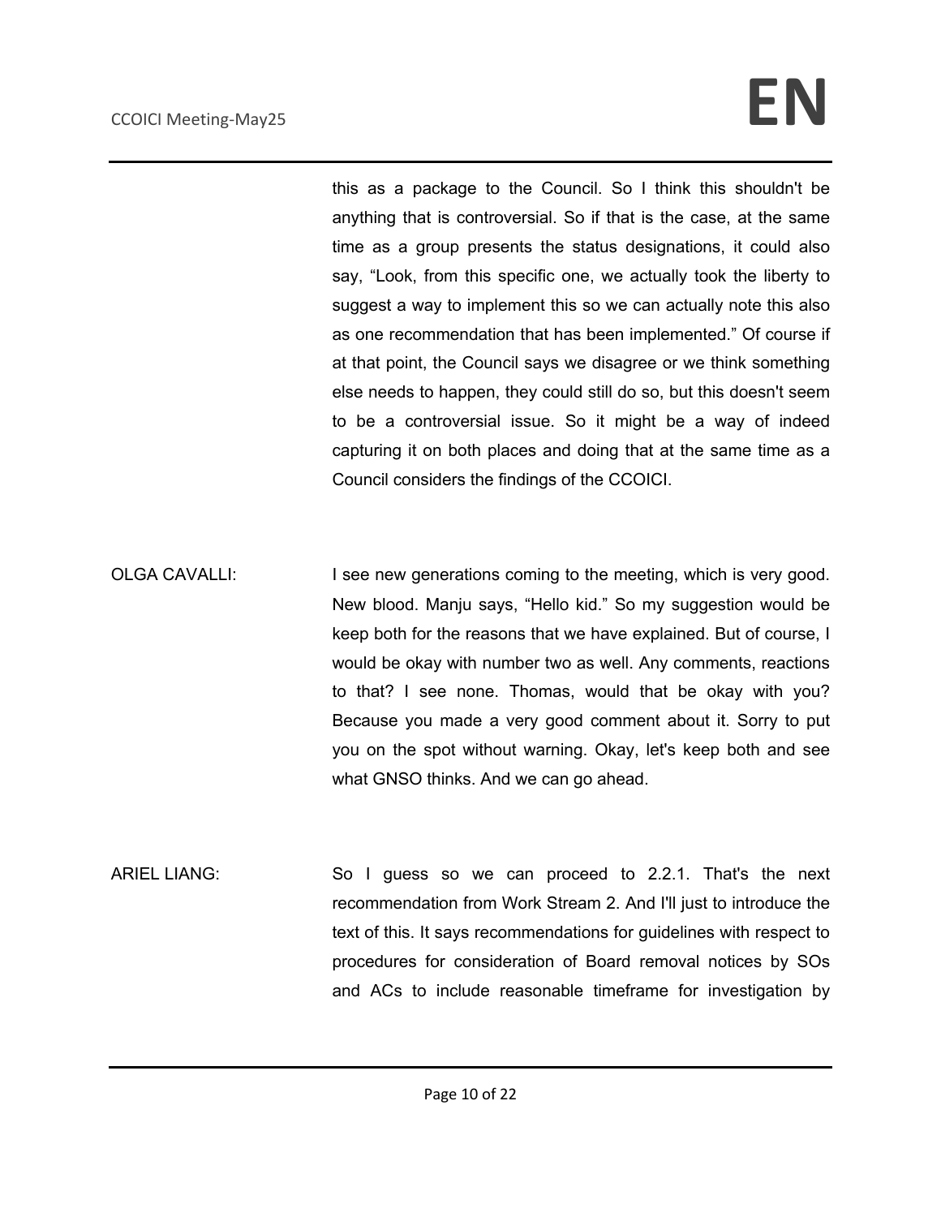this as a package to the Council. So I think this shouldn't be anything that is controversial. So if that is the case, at the same time as a group presents the status designations, it could also say, "Look, from this specific one, we actually took the liberty to suggest a way to implement this so we can actually note this also as one recommendation that has been implemented." Of course if at that point, the Council says we disagree or we think something else needs to happen, they could still do so, but this doesn't seem to be a controversial issue. So it might be a way of indeed capturing it on both places and doing that at the same time as a Council considers the findings of the CCOICI.

OLGA CAVALLI: I see new generations coming to the meeting, which is very good. New blood. Manju says, "Hello kid." So my suggestion would be keep both for the reasons that we have explained. But of course, I would be okay with number two as well. Any comments, reactions to that? I see none. Thomas, would that be okay with you? Because you made a very good comment about it. Sorry to put you on the spot without warning. Okay, let's keep both and see what GNSO thinks. And we can go ahead.

ARIEL LIANG: So I guess so we can proceed to 2.2.1. That's the next recommendation from Work Stream 2. And I'll just to introduce the text of this. It says recommendations for guidelines with respect to procedures for consideration of Board removal notices by SOs and ACs to include reasonable timeframe for investigation by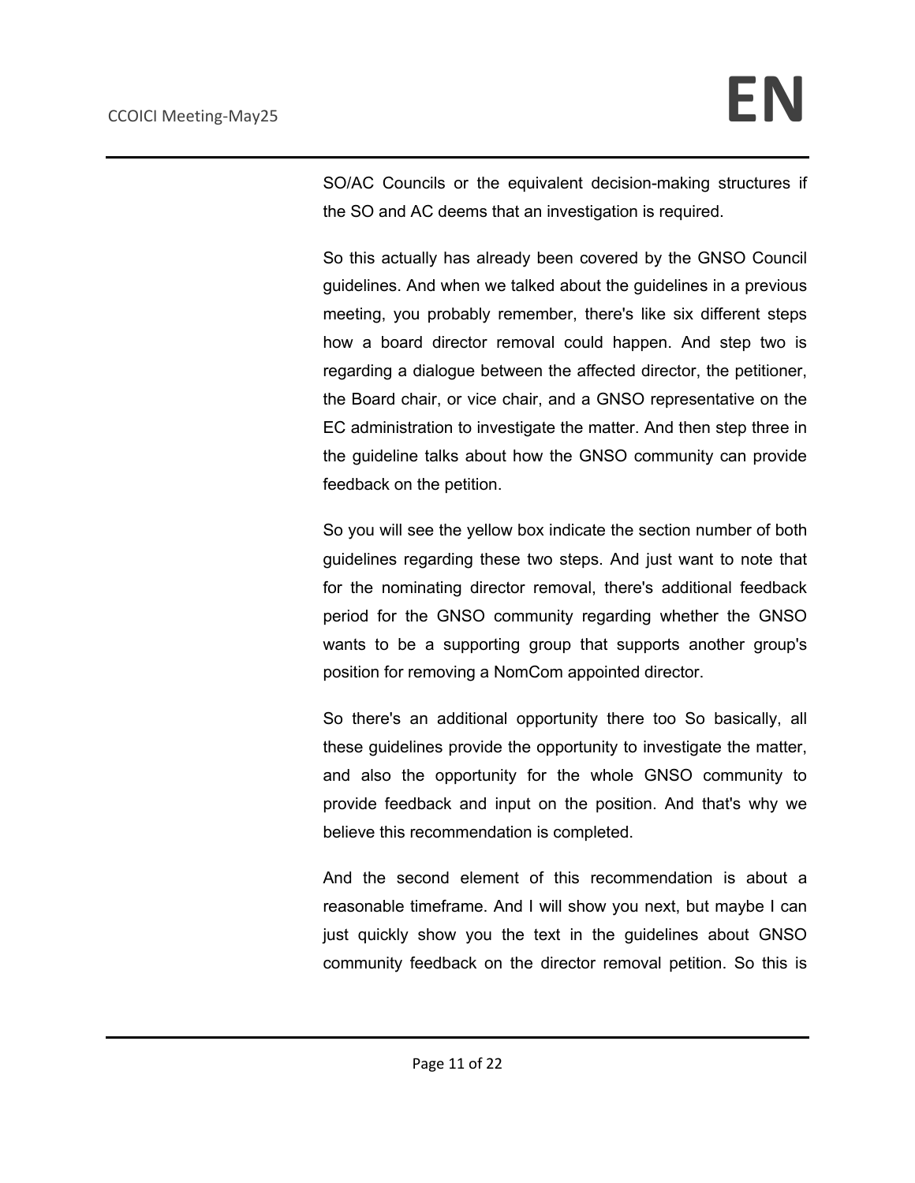SO/AC Councils or the equivalent decision-making structures if the SO and AC deems that an investigation is required.

So this actually has already been covered by the GNSO Council guidelines. And when we talked about the guidelines in a previous meeting, you probably remember, there's like six different steps how a board director removal could happen. And step two is regarding a dialogue between the affected director, the petitioner, the Board chair, or vice chair, and a GNSO representative on the EC administration to investigate the matter. And then step three in the guideline talks about how the GNSO community can provide feedback on the petition.

So you will see the yellow box indicate the section number of both guidelines regarding these two steps. And just want to note that for the nominating director removal, there's additional feedback period for the GNSO community regarding whether the GNSO wants to be a supporting group that supports another group's position for removing a NomCom appointed director.

So there's an additional opportunity there too So basically, all these guidelines provide the opportunity to investigate the matter, and also the opportunity for the whole GNSO community to provide feedback and input on the position. And that's why we believe this recommendation is completed.

And the second element of this recommendation is about a reasonable timeframe. And I will show you next, but maybe I can just quickly show you the text in the guidelines about GNSO community feedback on the director removal petition. So this is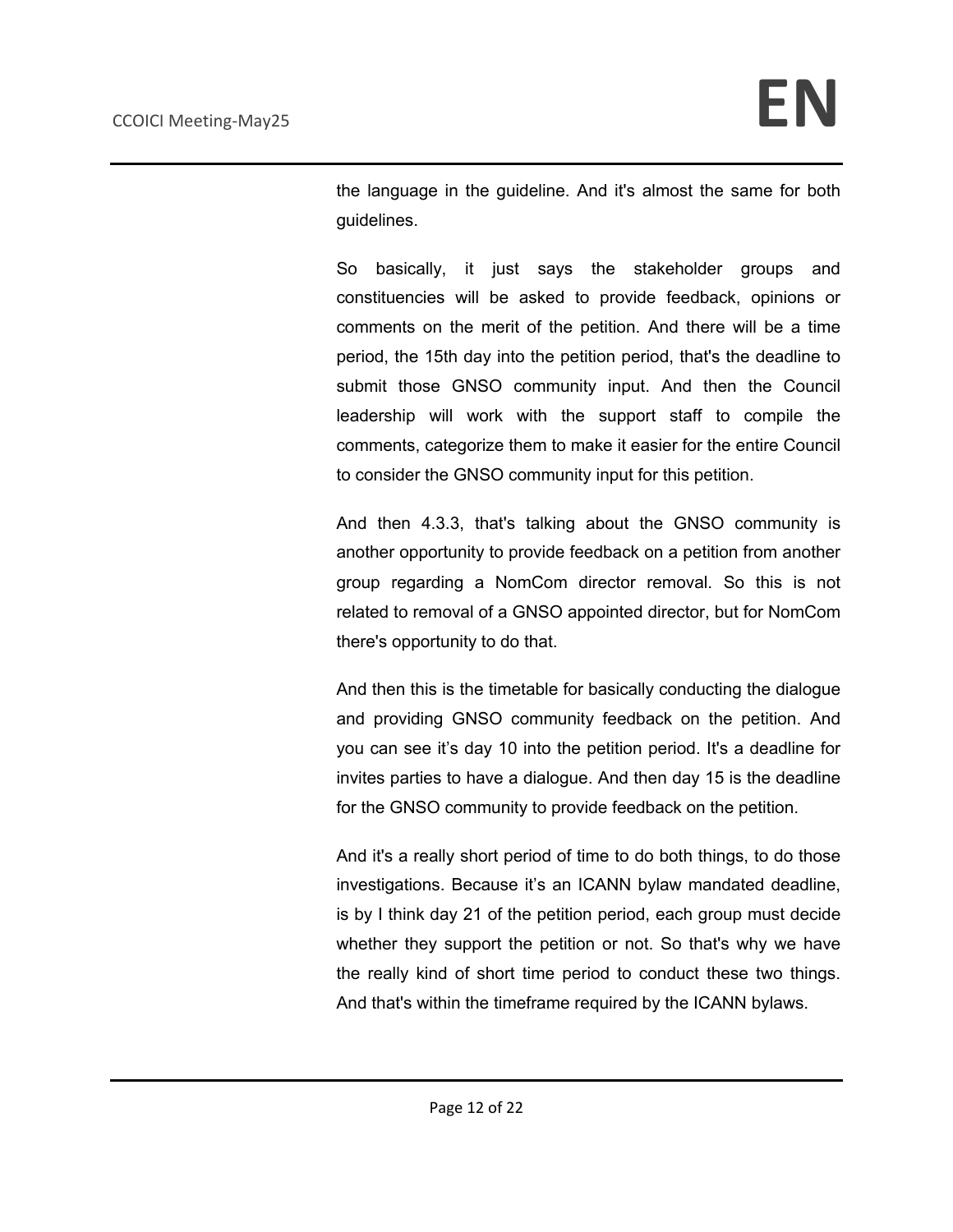the language in the guideline. And it's almost the same for both guidelines.

So basically, it just says the stakeholder groups and constituencies will be asked to provide feedback, opinions or comments on the merit of the petition. And there will be a time period, the 15th day into the petition period, that's the deadline to submit those GNSO community input. And then the Council leadership will work with the support staff to compile the comments, categorize them to make it easier for the entire Council to consider the GNSO community input for this petition.

And then 4.3.3, that's talking about the GNSO community is another opportunity to provide feedback on a petition from another group regarding a NomCom director removal. So this is not related to removal of a GNSO appointed director, but for NomCom there's opportunity to do that.

And then this is the timetable for basically conducting the dialogue and providing GNSO community feedback on the petition. And you can see it's day 10 into the petition period. It's a deadline for invites parties to have a dialogue. And then day 15 is the deadline for the GNSO community to provide feedback on the petition.

And it's a really short period of time to do both things, to do those investigations. Because it's an ICANN bylaw mandated deadline, is by I think day 21 of the petition period, each group must decide whether they support the petition or not. So that's why we have the really kind of short time period to conduct these two things. And that's within the timeframe required by the ICANN bylaws.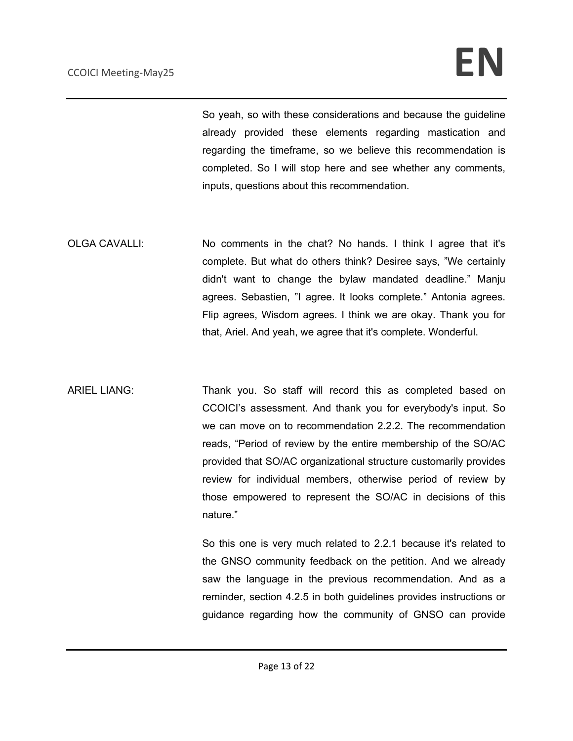So yeah, so with these considerations and because the guideline already provided these elements regarding mastication and regarding the timeframe, so we believe this recommendation is completed. So I will stop here and see whether any comments, inputs, questions about this recommendation.

OLGA CAVALLI: No comments in the chat? No hands. I think I agree that it's complete. But what do others think? Desiree says, "We certainly didn't want to change the bylaw mandated deadline." Manju agrees. Sebastien, "I agree. It looks complete." Antonia agrees. Flip agrees, Wisdom agrees. I think we are okay. Thank you for that, Ariel. And yeah, we agree that it's complete. Wonderful.

ARIEL LIANG: Thank you. So staff will record this as completed based on CCOICI's assessment. And thank you for everybody's input. So we can move on to recommendation 2.2.2. The recommendation reads, "Period of review by the entire membership of the SO/AC provided that SO/AC organizational structure customarily provides review for individual members, otherwise period of review by those empowered to represent the SO/AC in decisions of this nature."

So this one is very much related to 2.2.1 because it's related to the GNSO community feedback on the petition. And we already saw the language in the previous recommendation. And as a reminder, section 4.2.5 in both guidelines provides instructions or guidance regarding how the community of GNSO can provide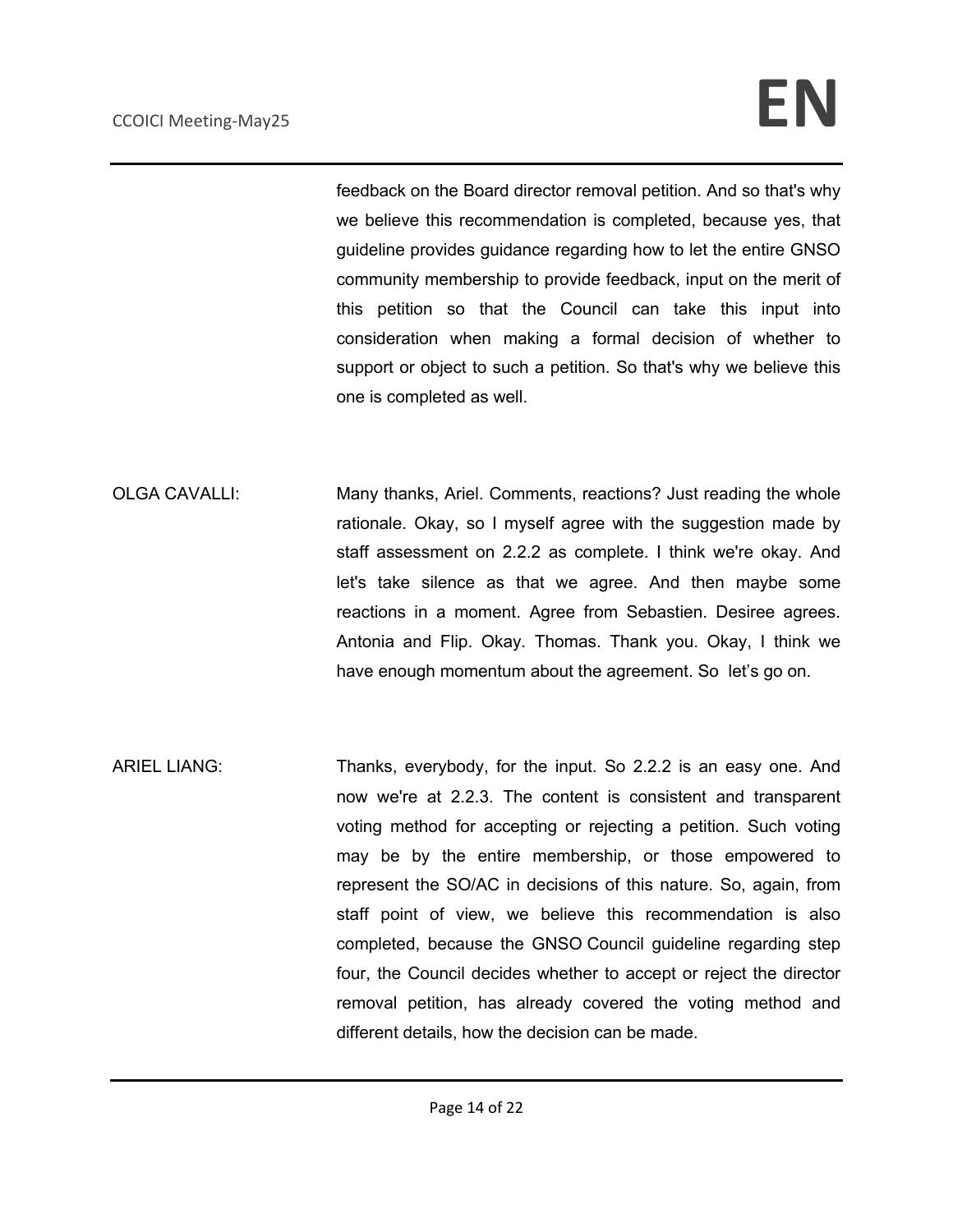feedback on the Board director removal petition. And so that's why we believe this recommendation is completed, because yes, that guideline provides guidance regarding how to let the entire GNSO community membership to provide feedback, input on the merit of this petition so that the Council can take this input into consideration when making a formal decision of whether to support or object to such a petition. So that's why we believe this one is completed as well.

OLGA CAVALLI: Many thanks, Ariel. Comments, reactions? Just reading the whole rationale. Okay, so I myself agree with the suggestion made by staff assessment on 2.2.2 as complete. I think we're okay. And let's take silence as that we agree. And then maybe some reactions in a moment. Agree from Sebastien. Desiree agrees. Antonia and Flip. Okay. Thomas. Thank you. Okay, I think we have enough momentum about the agreement. So let's go on.

ARIEL LIANG: Thanks, everybody, for the input. So 2.2.2 is an easy one. And now we're at 2.2.3. The content is consistent and transparent voting method for accepting or rejecting a petition. Such voting may be by the entire membership, or those empowered to represent the SO/AC in decisions of this nature. So, again, from staff point of view, we believe this recommendation is also completed, because the GNSO Council guideline regarding step four, the Council decides whether to accept or reject the director removal petition, has already covered the voting method and different details, how the decision can be made.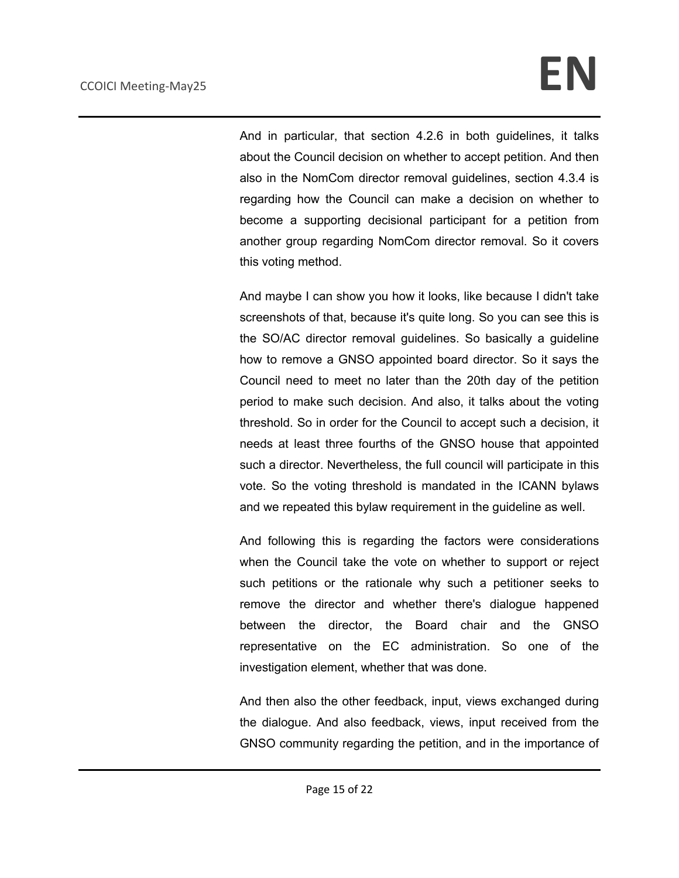And in particular, that section 4.2.6 in both guidelines, it talks about the Council decision on whether to accept petition. And then also in the NomCom director removal guidelines, section 4.3.4 is regarding how the Council can make a decision on whether to become a supporting decisional participant for a petition from another group regarding NomCom director removal. So it covers this voting method.

And maybe I can show you how it looks, like because I didn't take screenshots of that, because it's quite long. So you can see this is the SO/AC director removal guidelines. So basically a guideline how to remove a GNSO appointed board director. So it says the Council need to meet no later than the 20th day of the petition period to make such decision. And also, it talks about the voting threshold. So in order for the Council to accept such a decision, it needs at least three fourths of the GNSO house that appointed such a director. Nevertheless, the full council will participate in this vote. So the voting threshold is mandated in the ICANN bylaws and we repeated this bylaw requirement in the guideline as well.

And following this is regarding the factors were considerations when the Council take the vote on whether to support or reject such petitions or the rationale why such a petitioner seeks to remove the director and whether there's dialogue happened between the director, the Board chair and the GNSO representative on the EC administration. So one of the investigation element, whether that was done.

And then also the other feedback, input, views exchanged during the dialogue. And also feedback, views, input received from the GNSO community regarding the petition, and in the importance of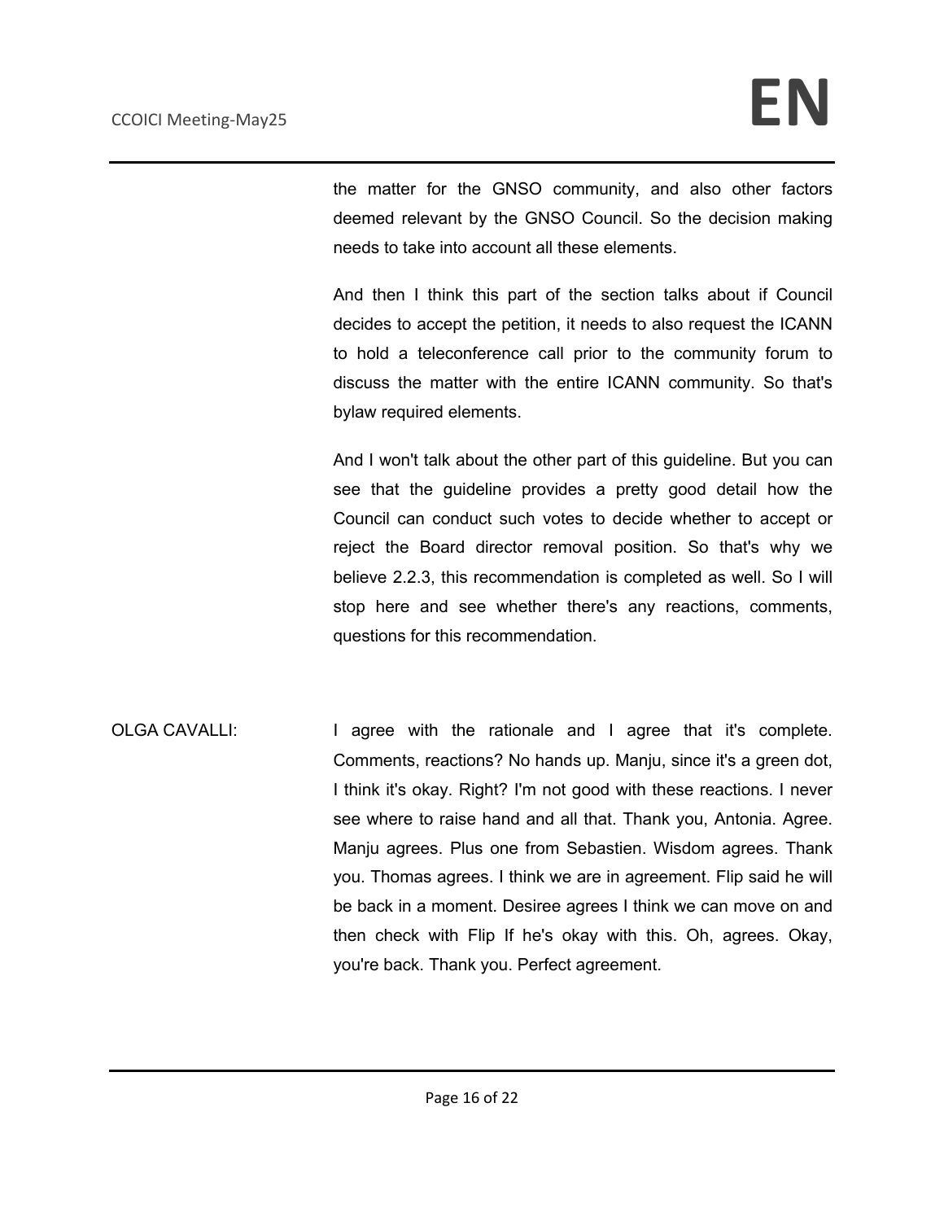the matter for the GNSO community, and also other factors deemed relevant by the GNSO Council. So the decision making needs to take into account all these elements.

And then I think this part of the section talks about if Council decides to accept the petition, it needs to also request the ICANN to hold a teleconference call prior to the community forum to discuss the matter with the entire ICANN community. So that's bylaw required elements.

And I won't talk about the other part of this guideline. But you can see that the guideline provides a pretty good detail how the Council can conduct such votes to decide whether to accept or reject the Board director removal position. So that's why we believe 2.2.3, this recommendation is completed as well. So I will stop here and see whether there's any reactions, comments, questions for this recommendation.

OLGA CAVALLI: I agree with the rationale and I agree that it's complete. Comments, reactions? No hands up. Manju, since it's a green dot, I think it's okay. Right? I'm not good with these reactions. I never see where to raise hand and all that. Thank you, Antonia. Agree. Manju agrees. Plus one from Sebastien. Wisdom agrees. Thank you. Thomas agrees. I think we are in agreement. Flip said he will be back in a moment. Desiree agrees I think we can move on and then check with Flip If he's okay with this. Oh, agrees. Okay, you're back. Thank you. Perfect agreement.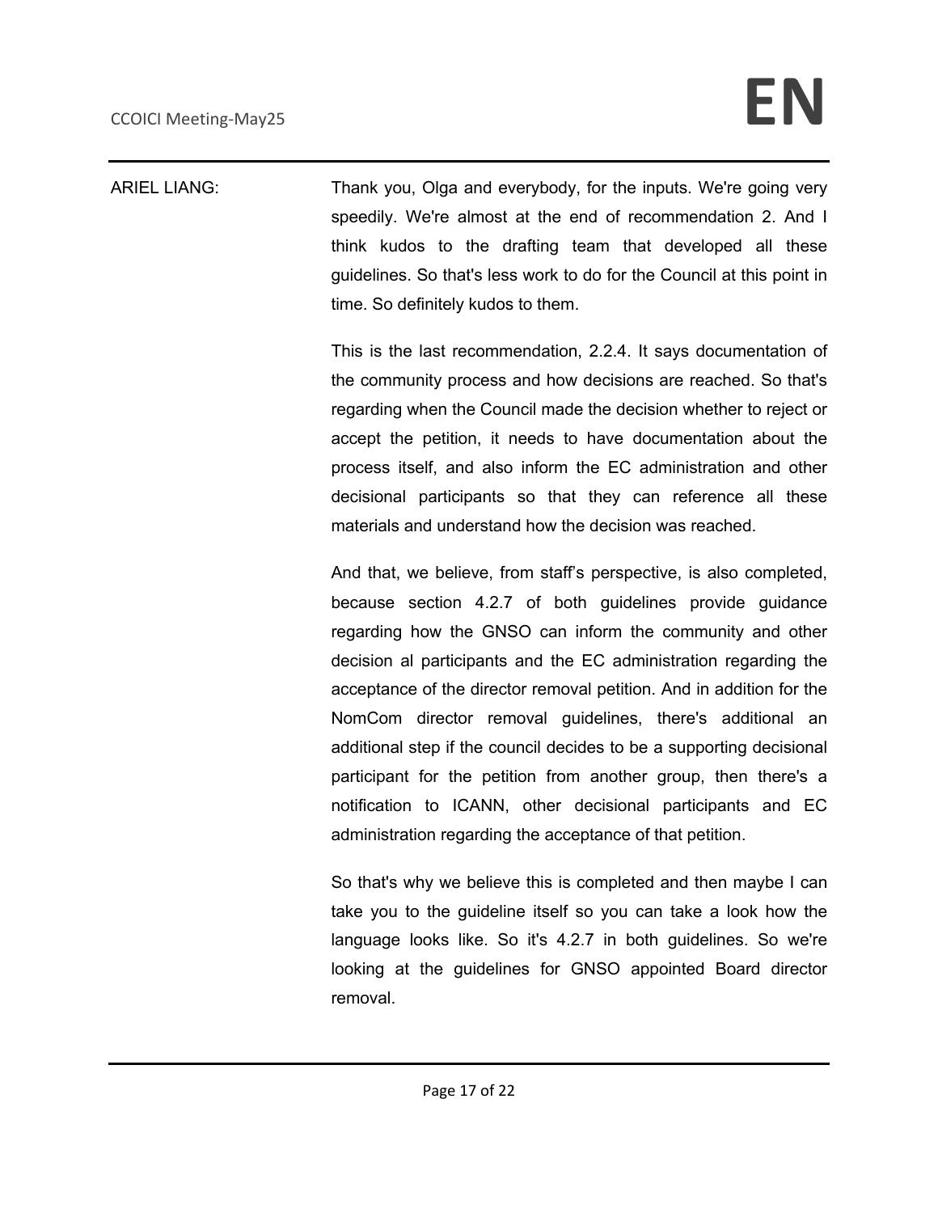ARIEL LIANG: Thank you, Olga and everybody, for the inputs. We're going very speedily. We're almost at the end of recommendation 2. And I think kudos to the drafting team that developed all these guidelines. So that's less work to do for the Council at this point in time. So definitely kudos to them.

This is the last recommendation, 2.2.4. It says documentation of the community process and how decisions are reached. So that's regarding when the Council made the decision whether to reject or accept the petition, it needs to have documentation about the process itself, and also inform the EC administration and other decisional participants so that they can reference all these materials and understand how the decision was reached.

And that, we believe, from staff's perspective, is also completed, because section 4.2.7 of both guidelines provide guidance regarding how the GNSO can inform the community and other decision al participants and the EC administration regarding the acceptance of the director removal petition. And in addition for the NomCom director removal guidelines, there's additional an additional step if the council decides to be a supporting decisional participant for the petition from another group, then there's a notification to ICANN, other decisional participants and EC administration regarding the acceptance of that petition.

So that's why we believe this is completed and then maybe I can take you to the guideline itself so you can take a look how the language looks like. So it's 4.2.7 in both guidelines. So we're looking at the guidelines for GNSO appointed Board director removal.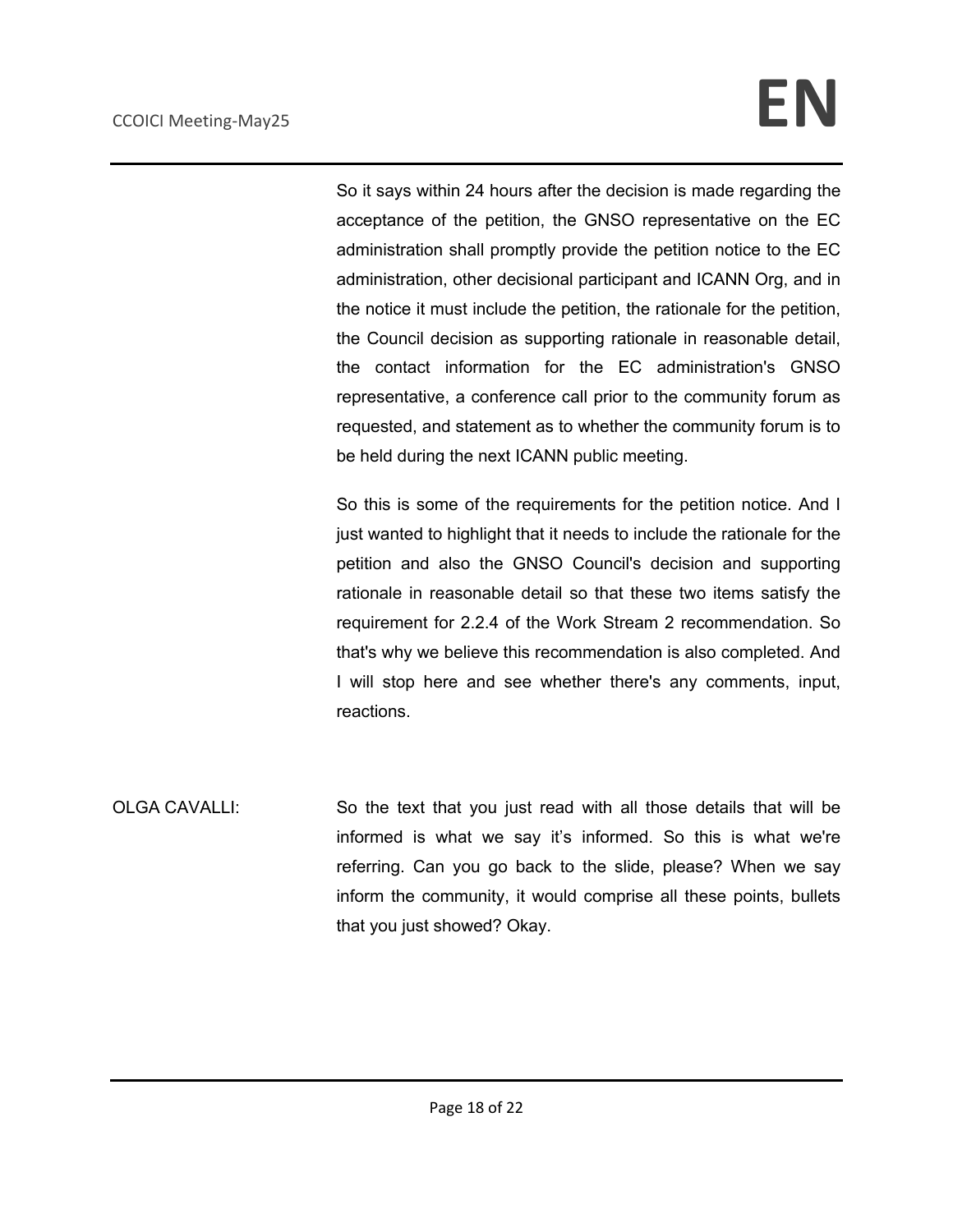So it says within 24 hours after the decision is made regarding the acceptance of the petition, the GNSO representative on the EC administration shall promptly provide the petition notice to the EC administration, other decisional participant and ICANN Org, and in the notice it must include the petition, the rationale for the petition, the Council decision as supporting rationale in reasonable detail, the contact information for the EC administration's GNSO representative, a conference call prior to the community forum as requested, and statement as to whether the community forum is to be held during the next ICANN public meeting.

So this is some of the requirements for the petition notice. And I just wanted to highlight that it needs to include the rationale for the petition and also the GNSO Council's decision and supporting rationale in reasonable detail so that these two items satisfy the requirement for 2.2.4 of the Work Stream 2 recommendation. So that's why we believe this recommendation is also completed. And I will stop here and see whether there's any comments, input, reactions.

OLGA CAVALLI: So the text that you just read with all those details that will be informed is what we say it's informed. So this is what we're referring. Can you go back to the slide, please? When we say inform the community, it would comprise all these points, bullets that you just showed? Okay.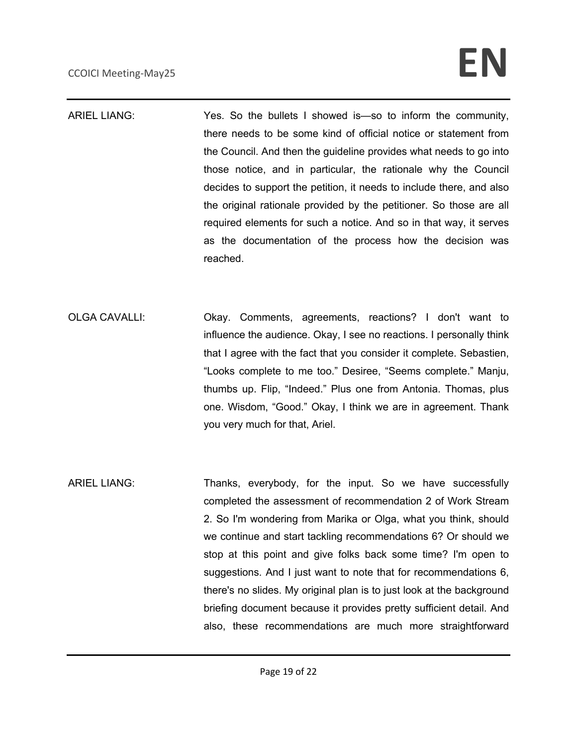ARIEL LIANG: Yes. So the bullets I showed is—so to inform the community, there needs to be some kind of official notice or statement from the Council. And then the guideline provides what needs to go into those notice, and in particular, the rationale why the Council decides to support the petition, it needs to include there, and also the original rationale provided by the petitioner. So those are all required elements for such a notice. And so in that way, it serves as the documentation of the process how the decision was reached.

OLGA CAVALLI: Okay. Comments, agreements, reactions? I don't want to influence the audience. Okay, I see no reactions. I personally think that I agree with the fact that you consider it complete. Sebastien, "Looks complete to me too." Desiree, "Seems complete." Manju, thumbs up. Flip, "Indeed." Plus one from Antonia. Thomas, plus one. Wisdom, "Good." Okay, I think we are in agreement. Thank you very much for that, Ariel.

ARIEL LIANG: Thanks, everybody, for the input. So we have successfully completed the assessment of recommendation 2 of Work Stream 2. So I'm wondering from Marika or Olga, what you think, should we continue and start tackling recommendations 6? Or should we stop at this point and give folks back some time? I'm open to suggestions. And I just want to note that for recommendations 6, there's no slides. My original plan is to just look at the background briefing document because it provides pretty sufficient detail. And also, these recommendations are much more straightforward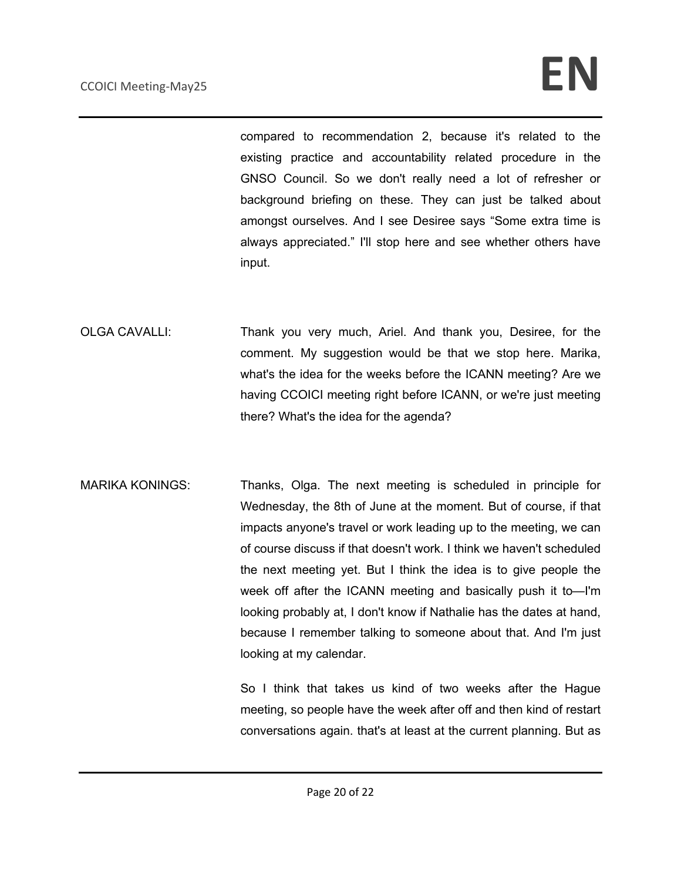compared to recommendation 2, because it's related to the existing practice and accountability related procedure in the GNSO Council. So we don't really need a lot of refresher or background briefing on these. They can just be talked about amongst ourselves. And I see Desiree says “Some extra time is always appreciated.” I'll stop here and see whether others have input.

OLGA CAVALLI: Thank you very much, Ariel. And thank you, Desiree, for the comment. My suggestion would be that we stop here. Marika, what's the idea for the weeks before the ICANN meeting? Are we having CCOICI meeting right before ICANN, or we're just meeting there? What's the idea for the agenda?

MARIKA KONINGS: Thanks, Olga. The next meeting is scheduled in principle for Wednesday, the 8th of June at the moment. But of course, if that impacts anyone's travel or work leading up to the meeting, we can of course discuss if that doesn't work. I think we haven't scheduled the next meeting yet. But I think the idea is to give people the week off after the ICANN meeting and basically push it to—I'm looking probably at, I don't know if Nathalie has the dates at hand, because I remember talking to someone about that. And I'm just looking at my calendar.

So I think that takes us kind of two weeks after the Hague meeting, so people have the week after off and then kind of restart conversations again. that's at least at the current planning. But as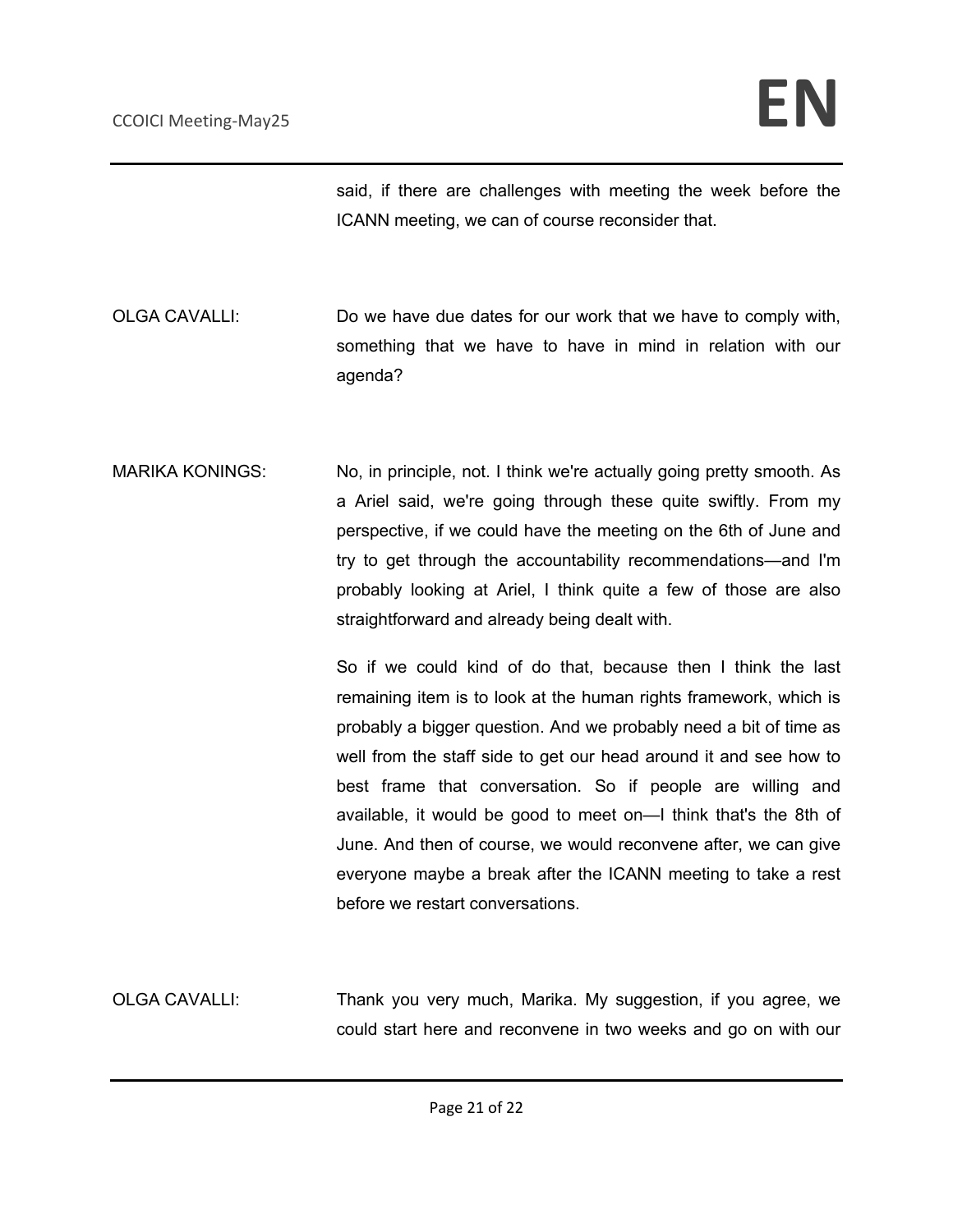said, if there are challenges with meeting the week before the ICANN meeting, we can of course reconsider that.

OLGA CAVALLI: Do we have due dates for our work that we have to comply with, something that we have to have in mind in relation with our agenda?

MARIKA KONINGS: No, in principle, not. I think we're actually going pretty smooth. As a Ariel said, we're going through these quite swiftly. From my perspective, if we could have the meeting on the 6th of June and try to get through the accountability recommendations—and I'm probably looking at Ariel, I think quite a few of those are also straightforward and already being dealt with.

So if we could kind of do that, because then I think the last remaining item is to look at the human rights framework, which is probably a bigger question. And we probably need a bit of time as well from the staff side to get our head around it and see how to best frame that conversation. So if people are willing and available, it would be good to meet on—I think that's the 8th of June. And then of course, we would reconvene after, we can give everyone maybe a break after the ICANN meeting to take a rest before we restart conversations.

OLGA CAVALLI: Thank you very much, Marika. My suggestion, if you agree, we could start here and reconvene in two weeks and go on with our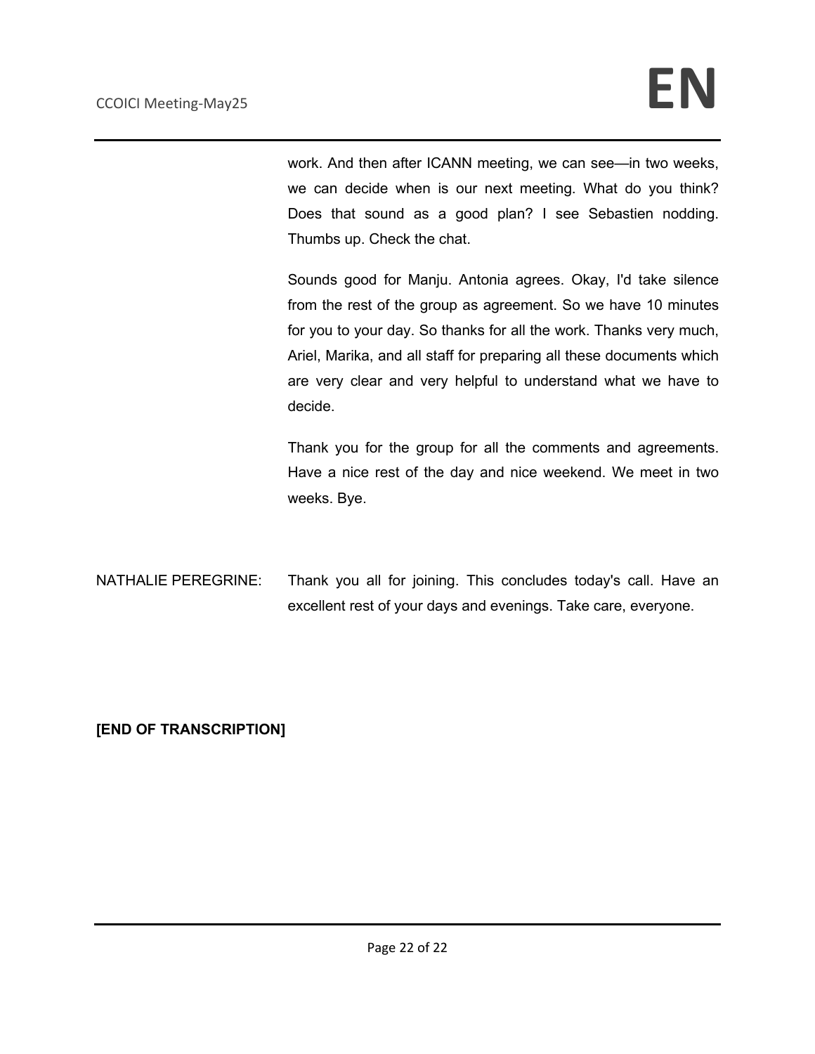work. And then after ICANN meeting, we can see—in two weeks, we can decide when is our next meeting. What do you think? Does that sound as a good plan? I see Sebastien nodding. Thumbs up. Check the chat.

Sounds good for Manju. Antonia agrees. Okay, I'd take silence from the rest of the group as agreement. So we have 10 minutes for you to your day. So thanks for all the work. Thanks very much, Ariel, Marika, and all staff for preparing all these documents which are very clear and very helpful to understand what we have to decide.

Thank you for the group for all the comments and agreements. Have a nice rest of the day and nice weekend. We meet in two weeks. Bye.

NATHALIE PEREGRINE: Thank you all for joining. This concludes today's call. Have an excellent rest of your days and evenings. Take care, everyone.

**[END OF TRANSCRIPTION]**